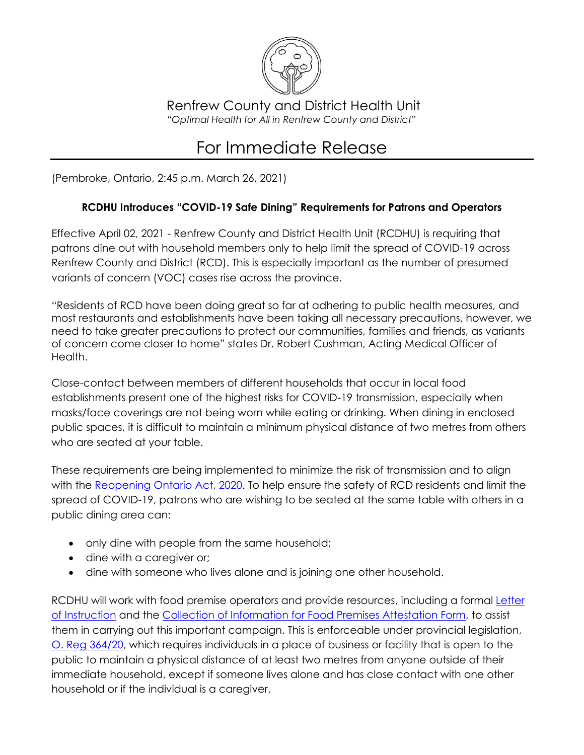Renfrew County and District Health Unit

*"Optimal Health for All in Renfrew County and District"*

# For Immediate Release

(Pembroke, Ontario, 2:45 p.m. March 26, 2021)

**RCDHU Introduces "COVID-19 Safe Dining" Requirements for Patrons and Operators**

Effective April 02, 2021 - Renfrew County and District Health Unit (RCDHU) is requiring that patrons dine out with household members only to help limit the spread of COVID-19 across Renfrew County and District (RCD). This is especially important as the number of presumed variants of concern (VOC) cases rise across the province.

"Residents of RCD have been doing great so far at adhering to public health measures, and most restaurants and establishments have been taking all necessary precautions, however, we need to take greater precautions to protect our communities, families and friends, as variants of concern come closer to home" states Dr. Robert Cushman, Acting Medical Officer of Health.

Close-contact between members of different households that occur in local food establishments present one of the highest risks for COVID-19 transmission, especially when masks/face coverings are not being worn while eating or drinking. When dining in enclosed public spaces, it is difficult to maintain a minimum physical distance of two metres from others who are seated at your table.

These requirements are being implemented to minimize the risk of transmission and to align with the Reopening Ontario Act, 2020. To help ensure the safety of RCD residents and limit the spread of COVID-19, patrons who are wishing to be seated at the same table with others in a public dining area can:

- only dine with people from the same household;
- dine with a caregiver or;
- dine with someone who lives alone and is joining one other household.

RCDHU will work with food premise operators and provide resources, including a formal Letter of Instruction and the Collection of Information for Food Premises Attestation Form, to assist them in carrying out this important campaign. This is enforceable under provincial legislation, O. Reg 364/20, which requires individuals in a place of business or facility that is open to the public to maintain a physical distance of at least two metres from anyone outside of their immediate household, except if someone lives alone and has close contact with one other household or if the individual is a caregiver.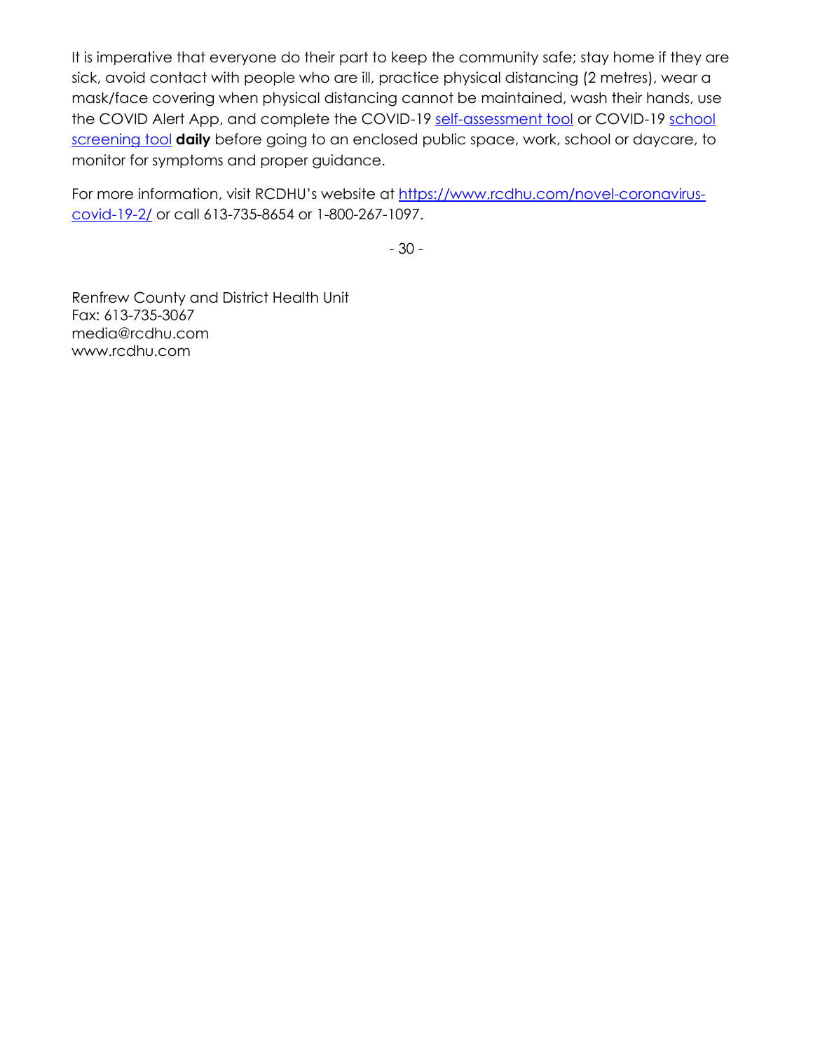It is imperative that everyone do their part to keep the community safe; stay home if they are sick, avoid contact with people who are ill, practice physical distancing (2 metres), wear a mask/face covering when physical distancing cannot be maintained, wash their hands, use the COVID Alert App, and complete the COVID-19 self-assessment tool or COVID-19 school screening tool **daily** before going to an enclosed public space, work, school or daycare, to monitor for symptoms and proper guidance.

For more information, visit RCDHU's website at https://www.rcdhu.com/novel-coronavirus-covid-19-2/ or call 613-735-8654 or 1-800-267-1097.

- 30 -

Renfrew County and District Health Unit
Fax: 613-735-3067
media@rcdhu.com
www.rcdhu.com